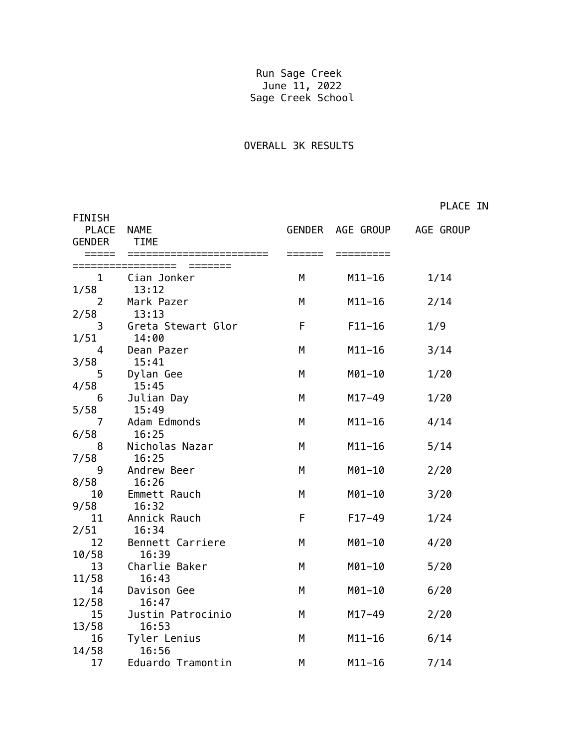Run Sage Creek
June 11, 2022
Sage Creek School

## OVERALL 3K RESULTS

| FINISH PLACE | NAME | GENDER | AGE GROUP | PLACE IN AGE GROUP | GENDER | TIME |
|---|---|---|---|---|---|---|
| 1 | Cian Jonker | M | M11-16 | 1/14 | 1/58 | 13:12 |
| 2 | Mark Pazer | M | M11-16 | 2/14 | 2/58 | 13:13 |
| 3 | Greta Stewart Glor | F | F11-16 | 1/9 | 1/51 | 14:00 |
| 4 | Dean Pazer | M | M11-16 | 3/14 | 3/58 | 15:41 |
| 5 | Dylan Gee | M | M01-10 | 1/20 | 4/58 | 15:45 |
| 6 | Julian Day | M | M17-49 | 1/20 | 5/58 | 15:49 |
| 7 | Adam Edmonds | M | M11-16 | 4/14 | 6/58 | 16:25 |
| 8 | Nicholas Nazar | M | M11-16 | 5/14 | 7/58 | 16:25 |
| 9 | Andrew Beer | M | M01-10 | 2/20 | 8/58 | 16:26 |
| 10 | Emmett Rauch | M | M01-10 | 3/20 | 9/58 | 16:32 |
| 11 | Annick Rauch | F | F17-49 | 1/24 | 2/51 | 16:34 |
| 12 | Bennett Carriere | M | M01-10 | 4/20 | 10/58 | 16:39 |
| 13 | Charlie Baker | M | M01-10 | 5/20 | 11/58 | 16:43 |
| 14 | Davison Gee | M | M01-10 | 6/20 | 12/58 | 16:47 |
| 15 | Justin Patrocinio | M | M17-49 | 2/20 | 13/58 | 16:53 |
| 16 | Tyler Lenius | M | M11-16 | 6/14 | 14/58 | 16:56 |
| 17 | Eduardo Tramontin | M | M11-16 | 7/14 | | |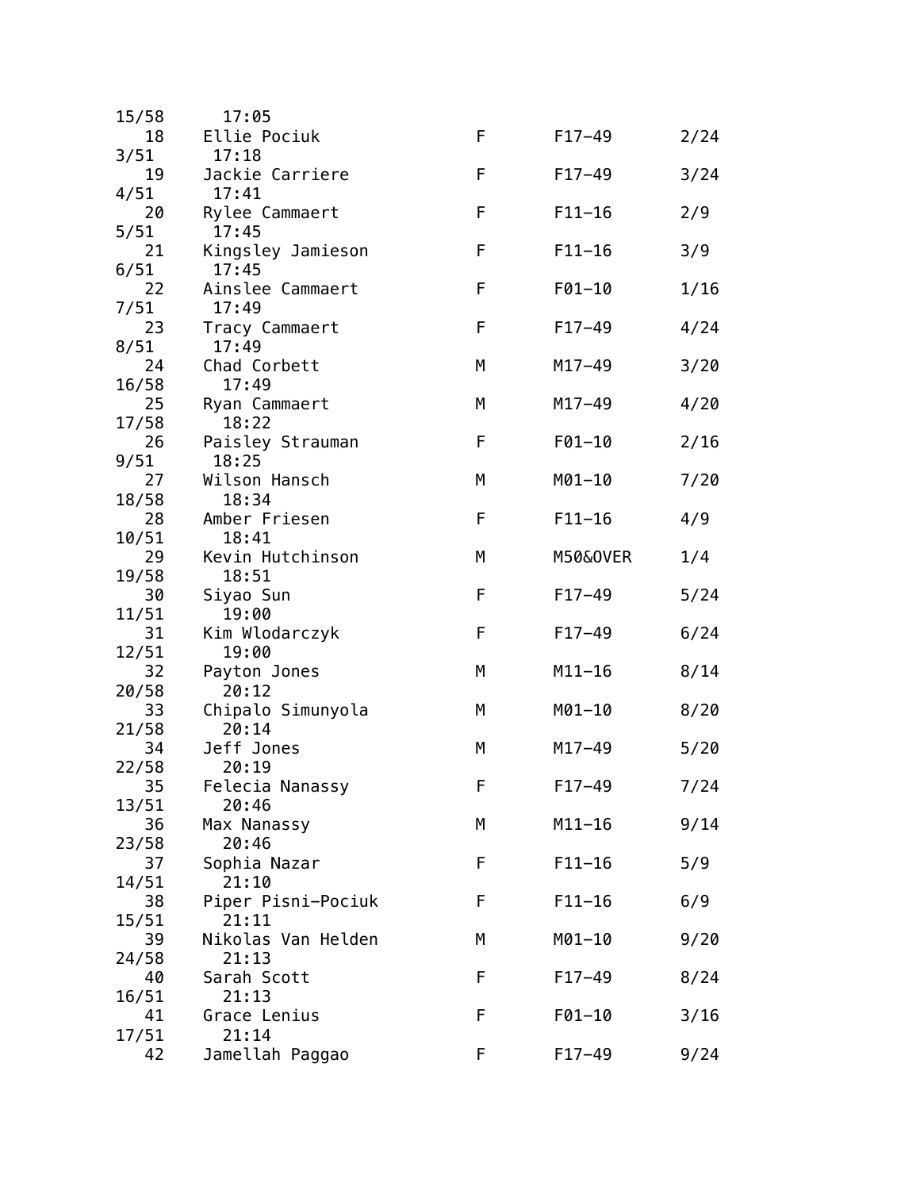```
15/58     17:05
   18    Ellie Pociuk          F       F17-49      2/24
3/51     17:18
   19    Jackie Carriere       F       F17-49      3/24
4/51     17:41
   20    Rylee Cammaert        F       F11-16      2/9
5/51     17:45
   21    Kingsley Jamieson     F       F11-16      3/9
6/51     17:45
   22    Ainslee Cammaert      F       F01-10      1/16
7/51     17:49
   23    Tracy Cammaert        F       F17-49      4/24
8/51     17:49
   24    Chad Corbett          M       M17-49      3/20
16/58     17:49
   25    Ryan Cammaert         M       M17-49      4/20
17/58     18:22
   26    Paisley Strauman      F       F01-10      2/16
9/51     18:25
   27    Wilson Hansch         M       M01-10      7/20
18/58     18:34
   28    Amber Friesen         F       F11-16      4/9
10/51     18:41
   29    Kevin Hutchinson      M       M50&OVER    1/4
19/58     18:51
   30    Siyao Sun             F       F17-49      5/24
11/51     19:00
   31    Kim Wlodarczyk        F       F17-49      6/24
12/51     19:00
   32    Payton Jones          M       M11-16      8/14
20/58     20:12
   33    Chipalo Simunyola     M       M01-10      8/20
21/58     20:14
   34    Jeff Jones            M       M17-49      5/20
22/58     20:19
   35    Felecia Nanassy       F       F17-49      7/24
13/51     20:46
   36    Max Nanassy           M       M11-16      9/14
23/58     20:46
   37    Sophia Nazar          F       F11-16      5/9
14/51     21:10
   38    Piper Pisni-Pociuk    F       F11-16      6/9
15/51     21:11
   39    Nikolas Van Helden    M       M01-10      9/20
24/58     21:13
   40    Sarah Scott           F       F17-49      8/24
16/51     21:13
   41    Grace Lenius          F       F01-10      3/16
17/51     21:14
   42    Jamellah Paggao       F       F17-49      9/24
```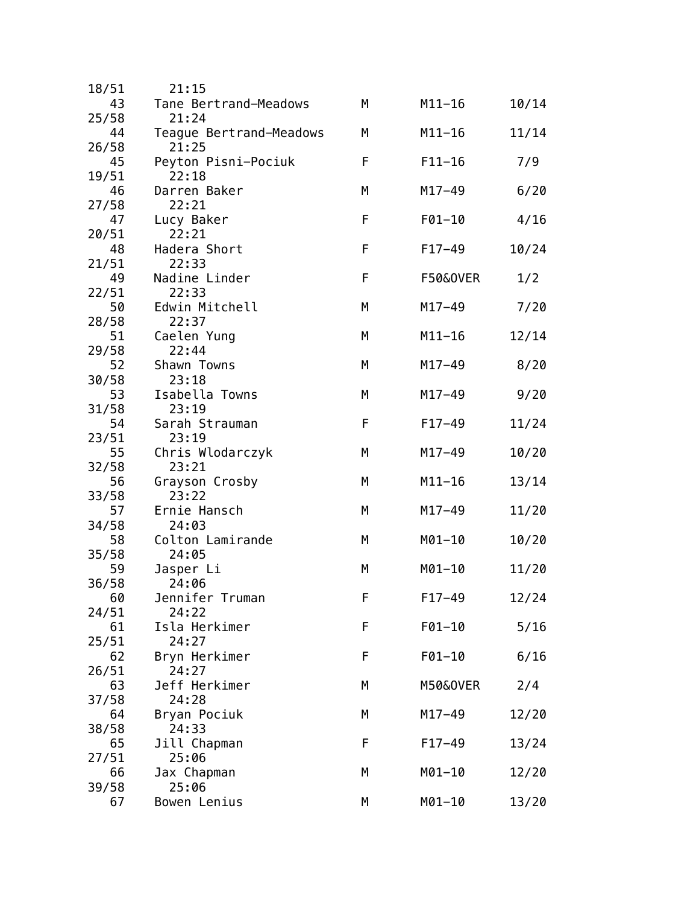```
18/51      21:15
   43     Tane Bertrand-Meadows      M       M11-16      10/14
25/58      21:24
   44     Teague Bertrand-Meadows    M       M11-16      11/14
26/58      21:25
   45     Peyton Pisni-Pociuk        F       F11-16       7/9
19/51      22:18
   46     Darren Baker               M       M17-49       6/20
27/58      22:21
   47     Lucy Baker                 F       F01-10       4/16
20/51      22:21
   48     Hadera Short               F       F17-49      10/24
21/51      22:33
   49     Nadine Linder              F       F50&OVER     1/2
22/51      22:33
   50     Edwin Mitchell             M       M17-49       7/20
28/58      22:37
   51     Caelen Yung                M       M11-16      12/14
29/58      22:44
   52     Shawn Towns                M       M17-49       8/20
30/58      23:18
   53     Isabella Towns             M       M17-49       9/20
31/58      23:19
   54     Sarah Strauman             F       F17-49      11/24
23/51      23:19
   55     Chris Wlodarczyk           M       M17-49      10/20
32/58      23:21
   56     Grayson Crosby             M       M11-16      13/14
33/58      23:22
   57     Ernie Hansch               M       M17-49      11/20
34/58      24:03
   58     Colton Lamirande           M       M01-10      10/20
35/58      24:05
   59     Jasper Li                  M       M01-10      11/20
36/58      24:06
   60     Jennifer Truman            F       F17-49      12/24
24/51      24:22
   61     Isla Herkimer              F       F01-10       5/16
25/51      24:27
   62     Bryn Herkimer              F       F01-10       6/16
26/51      24:27
   63     Jeff Herkimer              M       M50&OVER     2/4
37/58      24:28
   64     Bryan Pociuk               M       M17-49      12/20
38/58      24:33
   65     Jill Chapman               F       F17-49      13/24
27/51      25:06
   66     Jax Chapman                M       M01-10      12/20
39/58      25:06
   67     Bowen Lenius               M       M01-10      13/20
```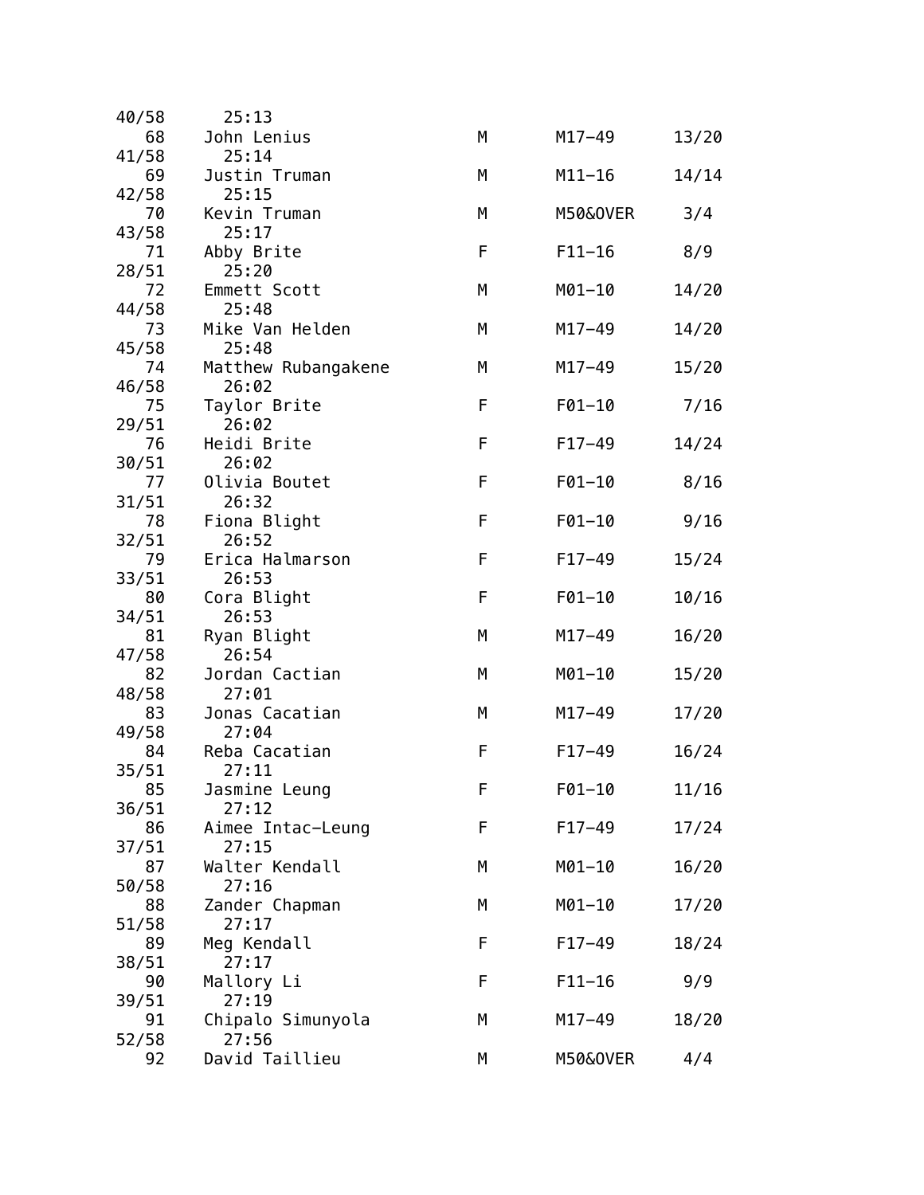```
40/58     25:13
   68    John Lenius              M      M17-49      13/20
41/58     25:14
   69    Justin Truman            M      M11-16      14/14
42/58     25:15
   70    Kevin Truman             M      M50&OVER     3/4
43/58     25:17
   71    Abby Brite               F      F11-16       8/9
28/51     25:20
   72    Emmett Scott             M      M01-10      14/20
44/58     25:48
   73    Mike Van Helden          M      M17-49      14/20
45/58     25:48
   74    Matthew Rubangakene      M      M17-49      15/20
46/58     26:02
   75    Taylor Brite             F      F01-10       7/16
29/51     26:02
   76    Heidi Brite              F      F17-49      14/24
30/51     26:02
   77    Olivia Boutet            F      F01-10       8/16
31/51     26:32
   78    Fiona Blight             F      F01-10       9/16
32/51     26:52
   79    Erica Halmarson          F      F17-49      15/24
33/51     26:53
   80    Cora Blight              F      F01-10      10/16
34/51     26:53
   81    Ryan Blight              M      M17-49      16/20
47/58     26:54
   82    Jordan Cactian           M      M01-10      15/20
48/58     27:01
   83    Jonas Cacatian           M      M17-49      17/20
49/58     27:04
   84    Reba Cacatian            F      F17-49      16/24
35/51     27:11
   85    Jasmine Leung            F      F01-10      11/16
36/51     27:12
   86    Aimee Intac-Leung        F      F17-49      17/24
37/51     27:15
   87    Walter Kendall           M      M01-10      16/20
50/58     27:16
   88    Zander Chapman           M      M01-10      17/20
51/58     27:17
   89    Meg Kendall              F      F17-49      18/24
38/51     27:17
   90    Mallory Li               F      F11-16       9/9
39/51     27:19
   91    Chipalo Simunyola        M      M17-49      18/20
52/58     27:56
   92    David Taillieu           M      M50&OVER     4/4
```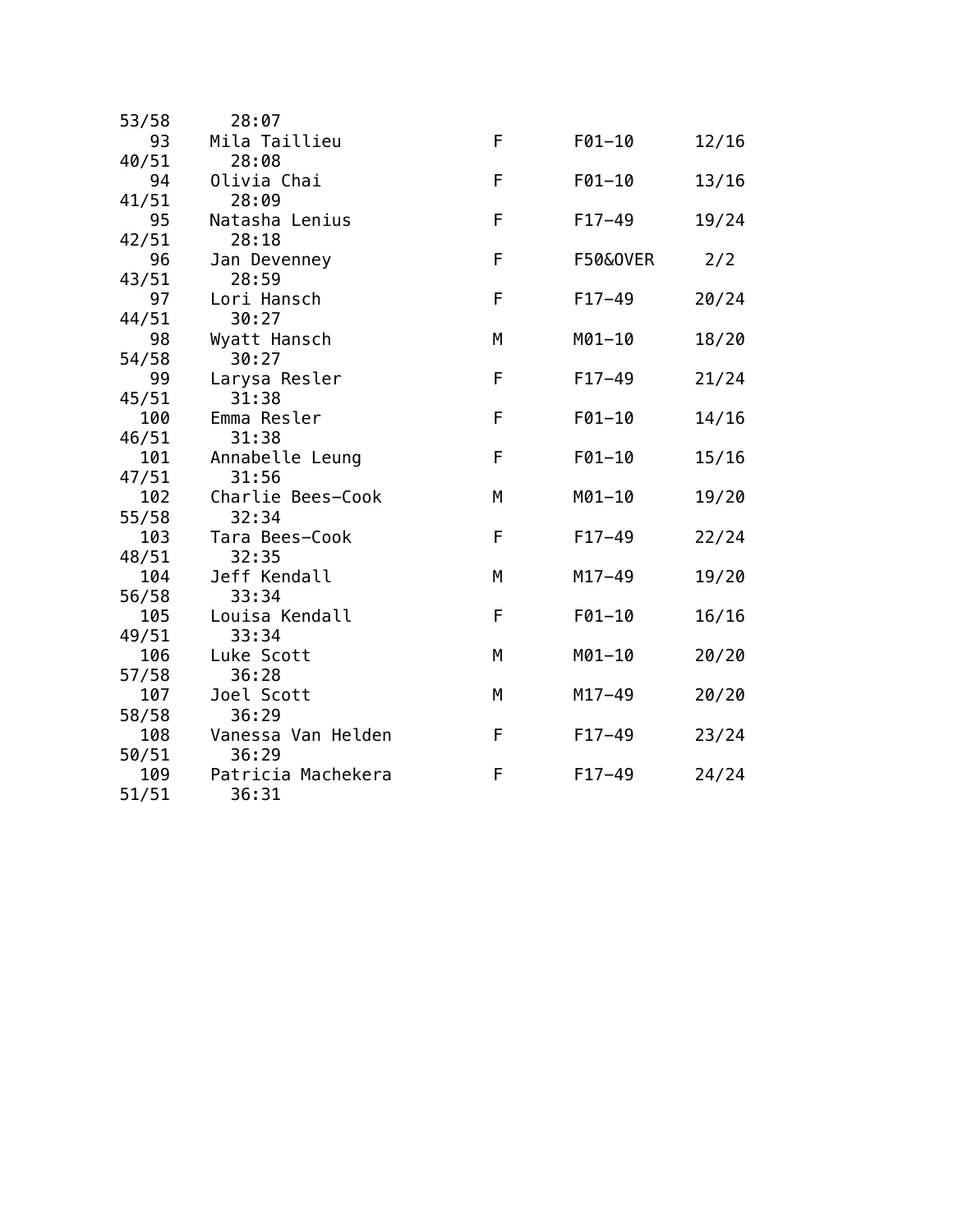| | | | | | | |
|---|---|---|---|---|---|---|
| | | | | | 53/58 | 28:07 |
| 93 | Mila Taillieu | F | F01-10 | 12/16 | 40/51 | 28:08 |
| 94 | Olivia Chai | F | F01-10 | 13/16 | 41/51 | 28:09 |
| 95 | Natasha Lenius | F | F17-49 | 19/24 | 42/51 | 28:18 |
| 96 | Jan Devenney | F | F50&OVER | 2/2 | 43/51 | 28:59 |
| 97 | Lori Hansch | F | F17-49 | 20/24 | 44/51 | 30:27 |
| 98 | Wyatt Hansch | M | M01-10 | 18/20 | 54/58 | 30:27 |
| 99 | Larysa Resler | F | F17-49 | 21/24 | 45/51 | 31:38 |
| 100 | Emma Resler | F | F01-10 | 14/16 | 46/51 | 31:38 |
| 101 | Annabelle Leung | F | F01-10 | 15/16 | 47/51 | 31:56 |
| 102 | Charlie Bees-Cook | M | M01-10 | 19/20 | 55/58 | 32:34 |
| 103 | Tara Bees-Cook | F | F17-49 | 22/24 | 48/51 | 32:35 |
| 104 | Jeff Kendall | M | M17-49 | 19/20 | 56/58 | 33:34 |
| 105 | Louisa Kendall | F | F01-10 | 16/16 | 49/51 | 33:34 |
| 106 | Luke Scott | M | M01-10 | 20/20 | 57/58 | 36:28 |
| 107 | Joel Scott | M | M17-49 | 20/20 | 58/58 | 36:29 |
| 108 | Vanessa Van Helden | F | F17-49 | 23/24 | 50/51 | 36:29 |
| 109 | Patricia Machekera | F | F17-49 | 24/24 | 51/51 | 36:31 |